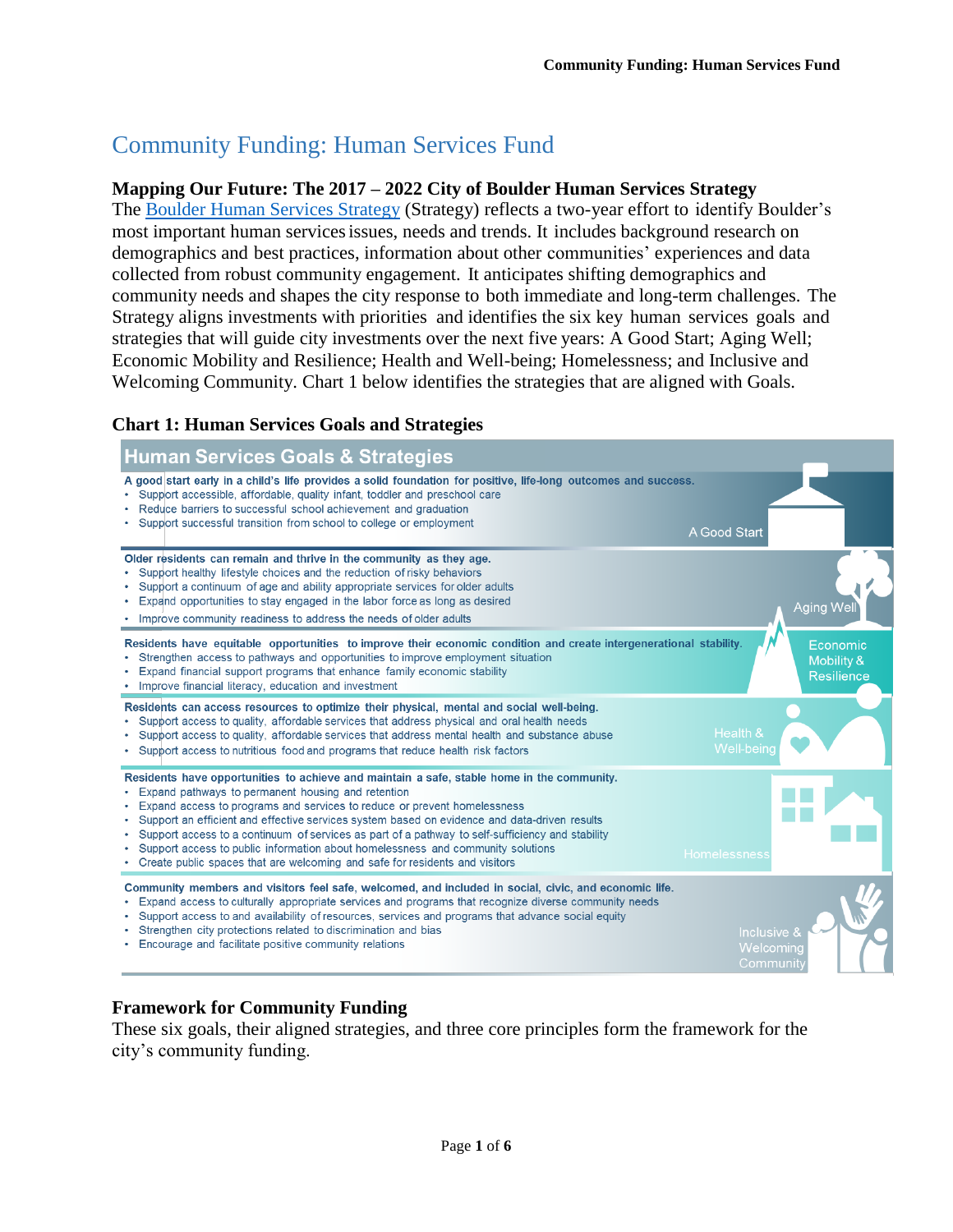# Community Funding: Human Services Fund

**Mapping Our Future: The 2017 – 2022 City of Boulder Human Services Strategy**
The Boulder Human Services Strategy (Strategy) reflects a two-year effort to identify Boulder's most important human services issues, needs and trends. It includes background research on demographics and best practices, information about other communities' experiences and data collected from robust community engagement. It anticipates shifting demographics and community needs and shapes the city response to both immediate and long-term challenges. The Strategy aligns investments with priorities and identifies the six key human services goals and strategies that will guide city investments over the next five years: A Good Start; Aging Well; Economic Mobility and Resilience; Health and Well-being; Homelessness; and Inclusive and Welcoming Community. Chart 1 below identifies the strategies that are aligned with Goals.

**Chart 1: Human Services Goals and Strategies**

## Human Services Goals & Strategies

**A Good Start**

**A good start early in a child's life provides a solid foundation for positive, life-long outcomes and success.**

- Support accessible, affordable, quality infant, toddler and preschool care
- Reduce barriers to successful school achievement and graduation
- Support successful transition from school to college or employment

**Aging Well**

**Older residents can remain and thrive in the community as they age.**

- Support healthy lifestyle choices and the reduction of risky behaviors
- Support a continuum of age and ability appropriate services for older adults
- Expand opportunities to stay engaged in the labor force as long as desired
- Improve community readiness to address the needs of older adults

**Economic Mobility & Resilience**

**Residents have equitable opportunities to improve their economic condition and create intergenerational stability.**

- Strengthen access to pathways and opportunities to improve employment situation
- Expand financial support programs that enhance family economic stability
- Improve financial literacy, education and investment

**Health & Well-being**

**Residents can access resources to optimize their physical, mental and social well-being.**

- Support access to quality, affordable services that address physical and oral health needs
- Support access to quality, affordable services that address mental health and substance abuse
- Support access to nutritious food and programs that reduce health risk factors

**Homelessness**

**Residents have opportunities to achieve and maintain a safe, stable home in the community.**

- Expand pathways to permanent housing and retention
- Expand access to programs and services to reduce or prevent homelessness
- Support an efficient and effective services system based on evidence and data-driven results
- Support access to a continuum of services as part of a pathway to self-sufficiency and stability
- Support access to public information about homelessness and community solutions
- Create public spaces that are welcoming and safe for residents and visitors

**Inclusive & Welcoming Community**

**Community members and visitors feel safe, welcomed, and included in social, civic, and economic life.**

- Expand access to culturally appropriate services and programs that recognize diverse community needs
- Support access to and availability of resources, services and programs that advance social equity
- Strengthen city protections related to discrimination and bias
- Encourage and facilitate positive community relations

**Framework for Community Funding**
These six goals, their aligned strategies, and three core principles form the framework for the city's community funding.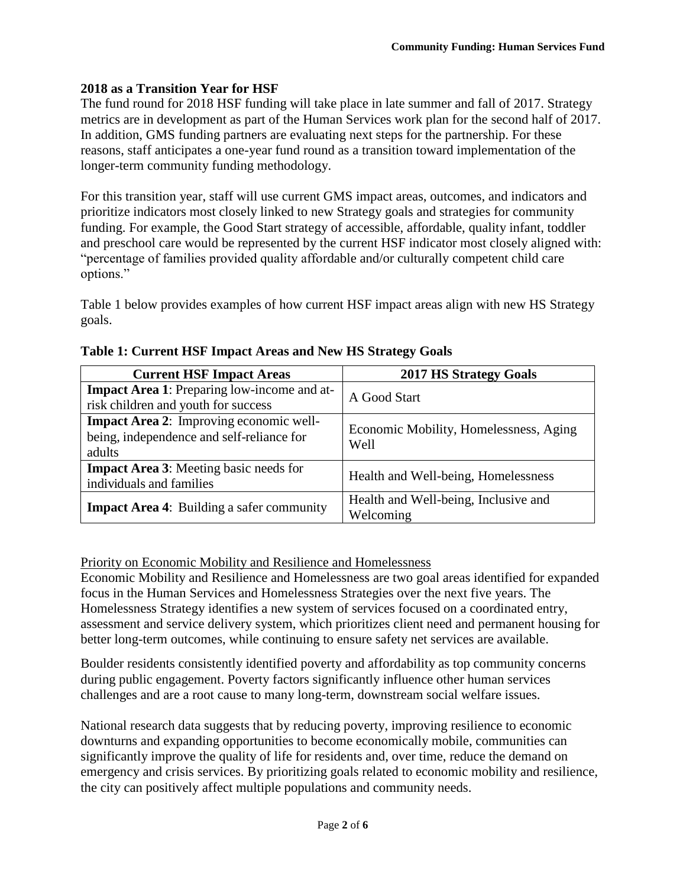## 2018 as a Transition Year for HSF

The fund round for 2018 HSF funding will take place in late summer and fall of 2017. Strategy metrics are in development as part of the Human Services work plan for the second half of 2017. In addition, GMS funding partners are evaluating next steps for the partnership. For these reasons, staff anticipates a one-year fund round as a transition toward implementation of the longer-term community funding methodology.

For this transition year, staff will use current GMS impact areas, outcomes, and indicators and prioritize indicators most closely linked to new Strategy goals and strategies for community funding. For example, the Good Start strategy of accessible, affordable, quality infant, toddler and preschool care would be represented by the current HSF indicator most closely aligned with: "percentage of families provided quality affordable and/or culturally competent child care options."

Table 1 below provides examples of how current HSF impact areas align with new HS Strategy goals.

**Table 1: Current HSF Impact Areas and New HS Strategy Goals**

| Current HSF Impact Areas | 2017 HS Strategy Goals |
|---|---|
| **Impact Area 1**: Preparing low-income and at-risk children and youth for success | A Good Start |
| **Impact Area 2**: Improving economic well-being, independence and self-reliance for adults | Economic Mobility, Homelessness, Aging Well |
| **Impact Area 3**: Meeting basic needs for individuals and families | Health and Well-being, Homelessness |
| **Impact Area 4**: Building a safer community | Health and Well-being, Inclusive and Welcoming |

Priority on Economic Mobility and Resilience and Homelessness

Economic Mobility and Resilience and Homelessness are two goal areas identified for expanded focus in the Human Services and Homelessness Strategies over the next five years. The Homelessness Strategy identifies a new system of services focused on a coordinated entry, assessment and service delivery system, which prioritizes client need and permanent housing for better long-term outcomes, while continuing to ensure safety net services are available.

Boulder residents consistently identified poverty and affordability as top community concerns during public engagement. Poverty factors significantly influence other human services challenges and are a root cause to many long-term, downstream social welfare issues.

National research data suggests that by reducing poverty, improving resilience to economic downturns and expanding opportunities to become economically mobile, communities can significantly improve the quality of life for residents and, over time, reduce the demand on emergency and crisis services. By prioritizing goals related to economic mobility and resilience, the city can positively affect multiple populations and community needs.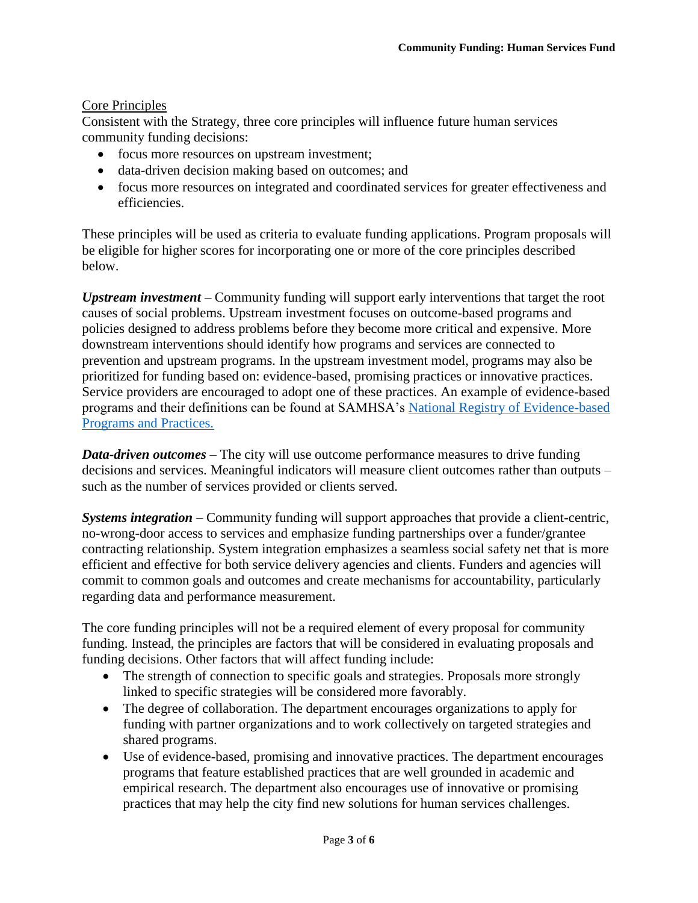## Core Principles

Consistent with the Strategy, three core principles will influence future human services community funding decisions:

- focus more resources on upstream investment;
- data-driven decision making based on outcomes; and
- focus more resources on integrated and coordinated services for greater effectiveness and efficiencies.

These principles will be used as criteria to evaluate funding applications. Program proposals will be eligible for higher scores for incorporating one or more of the core principles described below.

***Upstream investment*** – Community funding will support early interventions that target the root causes of social problems. Upstream investment focuses on outcome-based programs and policies designed to address problems before they become more critical and expensive. More downstream interventions should identify how programs and services are connected to prevention and upstream programs. In the upstream investment model, programs may also be prioritized for funding based on: evidence-based, promising practices or innovative practices. Service providers are encouraged to adopt one of these practices. An example of evidence-based programs and their definitions can be found at SAMHSA's [National Registry of Evidence-based Programs and Practices.]

***Data-driven outcomes*** – The city will use outcome performance measures to drive funding decisions and services. Meaningful indicators will measure client outcomes rather than outputs – such as the number of services provided or clients served.

***Systems integration*** – Community funding will support approaches that provide a client-centric, no-wrong-door access to services and emphasize funding partnerships over a funder/grantee contracting relationship. System integration emphasizes a seamless social safety net that is more efficient and effective for both service delivery agencies and clients. Funders and agencies will commit to common goals and outcomes and create mechanisms for accountability, particularly regarding data and performance measurement.

The core funding principles will not be a required element of every proposal for community funding. Instead, the principles are factors that will be considered in evaluating proposals and funding decisions. Other factors that will affect funding include:

- The strength of connection to specific goals and strategies. Proposals more strongly linked to specific strategies will be considered more favorably.
- The degree of collaboration. The department encourages organizations to apply for funding with partner organizations and to work collectively on targeted strategies and shared programs.
- Use of evidence-based, promising and innovative practices. The department encourages programs that feature established practices that are well grounded in academic and empirical research. The department also encourages use of innovative or promising practices that may help the city find new solutions for human services challenges.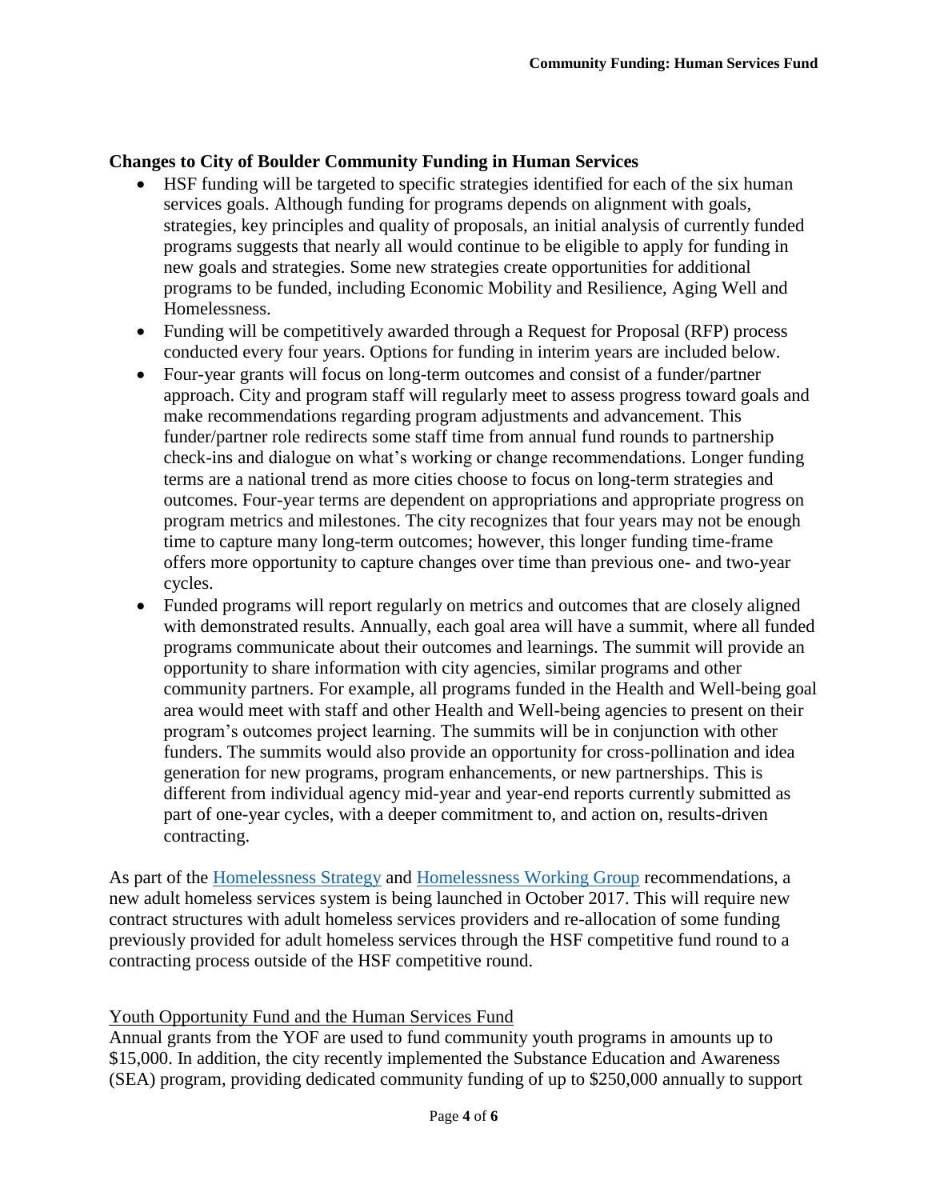**Changes to City of Boulder Community Funding in Human Services**

- HSF funding will be targeted to specific strategies identified for each of the six human services goals. Although funding for programs depends on alignment with goals, strategies, key principles and quality of proposals, an initial analysis of currently funded programs suggests that nearly all would continue to be eligible to apply for funding in new goals and strategies. Some new strategies create opportunities for additional programs to be funded, including Economic Mobility and Resilience, Aging Well and Homelessness.
- Funding will be competitively awarded through a Request for Proposal (RFP) process conducted every four years. Options for funding in interim years are included below.
- Four-year grants will focus on long-term outcomes and consist of a funder/partner approach. City and program staff will regularly meet to assess progress toward goals and make recommendations regarding program adjustments and advancement. This funder/partner role redirects some staff time from annual fund rounds to partnership check-ins and dialogue on what's working or change recommendations. Longer funding terms are a national trend as more cities choose to focus on long-term strategies and outcomes. Four-year terms are dependent on appropriations and appropriate progress on program metrics and milestones. The city recognizes that four years may not be enough time to capture many long-term outcomes; however, this longer funding time-frame offers more opportunity to capture changes over time than previous one- and two-year cycles.
- Funded programs will report regularly on metrics and outcomes that are closely aligned with demonstrated results. Annually, each goal area will have a summit, where all funded programs communicate about their outcomes and learnings. The summit will provide an opportunity to share information with city agencies, similar programs and other community partners. For example, all programs funded in the Health and Well-being goal area would meet with staff and other Health and Well-being agencies to present on their program's outcomes project learning. The summits will be in conjunction with other funders. The summits would also provide an opportunity for cross-pollination and idea generation for new programs, program enhancements, or new partnerships. This is different from individual agency mid-year and year-end reports currently submitted as part of one-year cycles, with a deeper commitment to, and action on, results-driven contracting.

As part of the Homelessness Strategy and Homelessness Working Group recommendations, a new adult homeless services system is being launched in October 2017. This will require new contract structures with adult homeless services providers and re-allocation of some funding previously provided for adult homeless services through the HSF competitive fund round to a contracting process outside of the HSF competitive round.

Youth Opportunity Fund and the Human Services Fund

Annual grants from the YOF are used to fund community youth programs in amounts up to $15,000. In addition, the city recently implemented the Substance Education and Awareness (SEA) program, providing dedicated community funding of up to $250,000 annually to support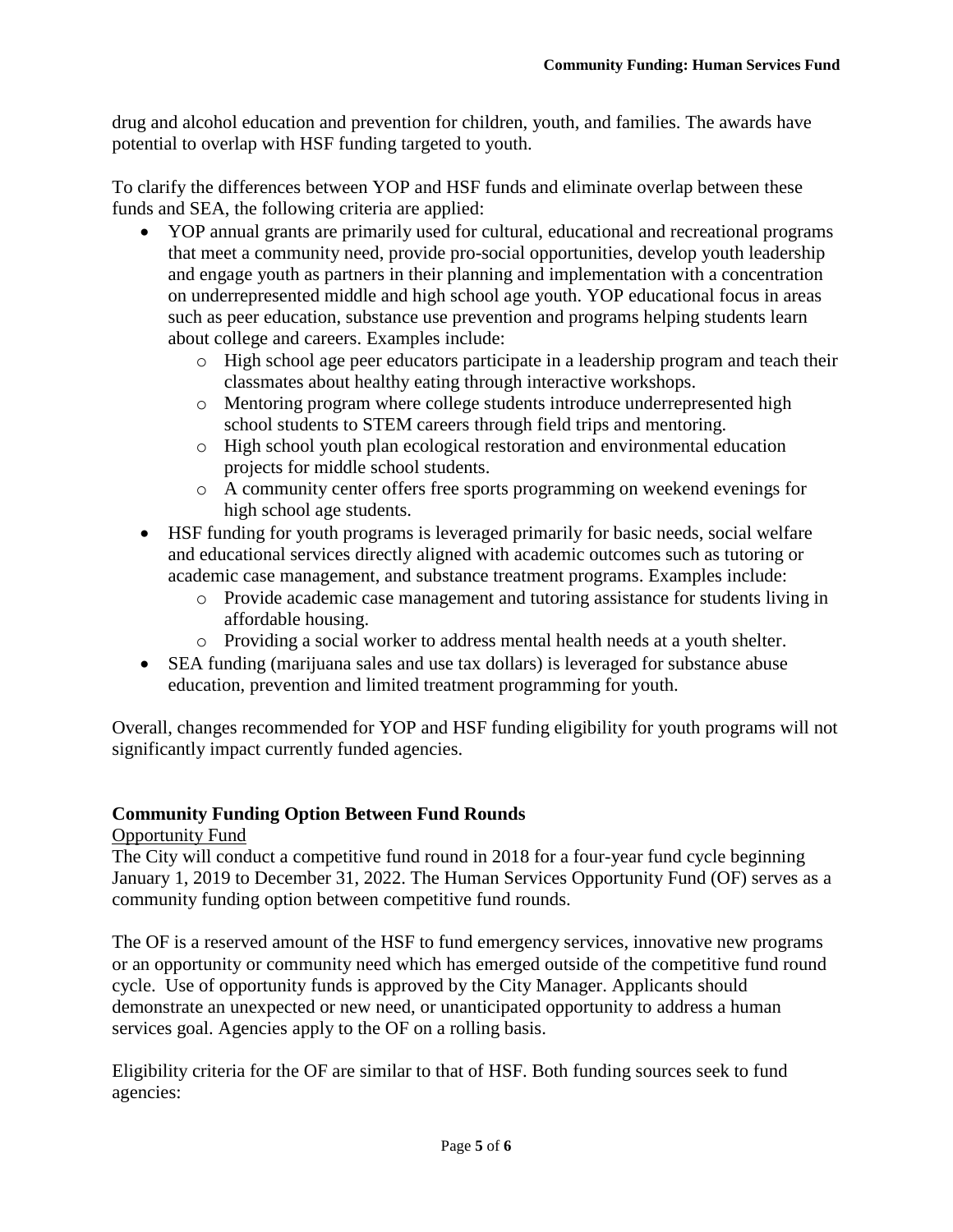drug and alcohol education and prevention for children, youth, and families. The awards have potential to overlap with HSF funding targeted to youth.

To clarify the differences between YOP and HSF funds and eliminate overlap between these funds and SEA, the following criteria are applied:

- YOP annual grants are primarily used for cultural, educational and recreational programs that meet a community need, provide pro-social opportunities, develop youth leadership and engage youth as partners in their planning and implementation with a concentration on underrepresented middle and high school age youth. YOP educational focus in areas such as peer education, substance use prevention and programs helping students learn about college and careers. Examples include:
    - High school age peer educators participate in a leadership program and teach their classmates about healthy eating through interactive workshops.
    - Mentoring program where college students introduce underrepresented high school students to STEM careers through field trips and mentoring.
    - High school youth plan ecological restoration and environmental education projects for middle school students.
    - A community center offers free sports programming on weekend evenings for high school age students.
- HSF funding for youth programs is leveraged primarily for basic needs, social welfare and educational services directly aligned with academic outcomes such as tutoring or academic case management, and substance treatment programs. Examples include:
    - Provide academic case management and tutoring assistance for students living in affordable housing.
    - Providing a social worker to address mental health needs at a youth shelter.
- SEA funding (marijuana sales and use tax dollars) is leveraged for substance abuse education, prevention and limited treatment programming for youth.

Overall, changes recommended for YOP and HSF funding eligibility for youth programs will not significantly impact currently funded agencies.

**Community Funding Option Between Fund Rounds**

Opportunity Fund

The City will conduct a competitive fund round in 2018 for a four-year fund cycle beginning January 1, 2019 to December 31, 2022. The Human Services Opportunity Fund (OF) serves as a community funding option between competitive fund rounds.

The OF is a reserved amount of the HSF to fund emergency services, innovative new programs or an opportunity or community need which has emerged outside of the competitive fund round cycle. Use of opportunity funds is approved by the City Manager. Applicants should demonstrate an unexpected or new need, or unanticipated opportunity to address a human services goal. Agencies apply to the OF on a rolling basis.

Eligibility criteria for the OF are similar to that of HSF. Both funding sources seek to fund agencies: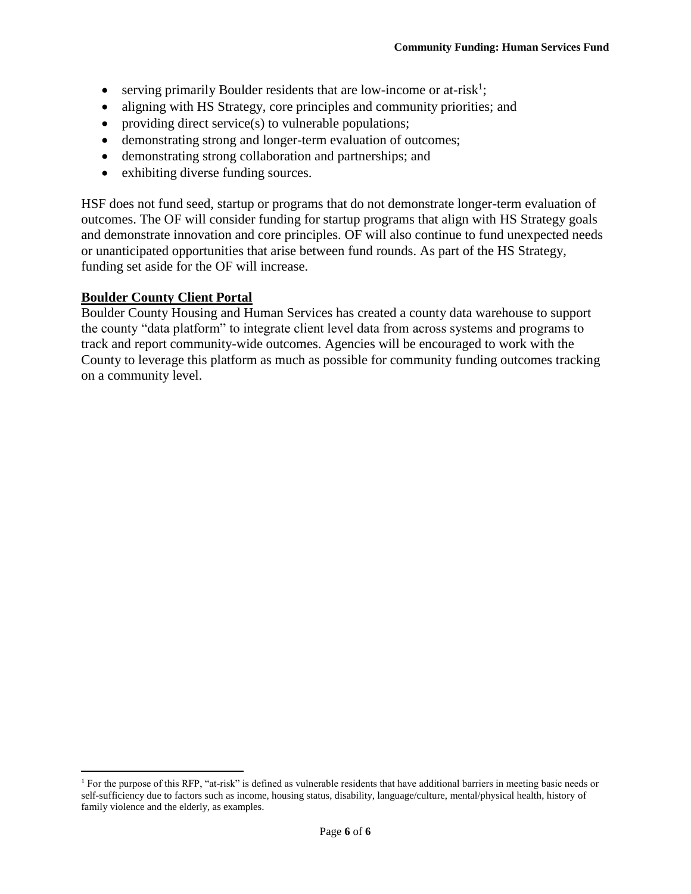- serving primarily Boulder residents that are low-income or at-risk[1];
- aligning with HS Strategy, core principles and community priorities; and
- providing direct service(s) to vulnerable populations;
- demonstrating strong and longer-term evaluation of outcomes;
- demonstrating strong collaboration and partnerships; and
- exhibiting diverse funding sources.

HSF does not fund seed, startup or programs that do not demonstrate longer-term evaluation of outcomes. The OF will consider funding for startup programs that align with HS Strategy goals and demonstrate innovation and core principles. OF will also continue to fund unexpected needs or unanticipated opportunities that arise between fund rounds. As part of the HS Strategy, funding set aside for the OF will increase.

**Boulder County Client Portal**

Boulder County Housing and Human Services has created a county data warehouse to support the county "data platform" to integrate client level data from across systems and programs to track and report community-wide outcomes. Agencies will be encouraged to work with the County to leverage this platform as much as possible for community funding outcomes tracking on a community level.

[1] For the purpose of this RFP, "at-risk" is defined as vulnerable residents that have additional barriers in meeting basic needs or self-sufficiency due to factors such as income, housing status, disability, language/culture, mental/physical health, history of family violence and the elderly, as examples.